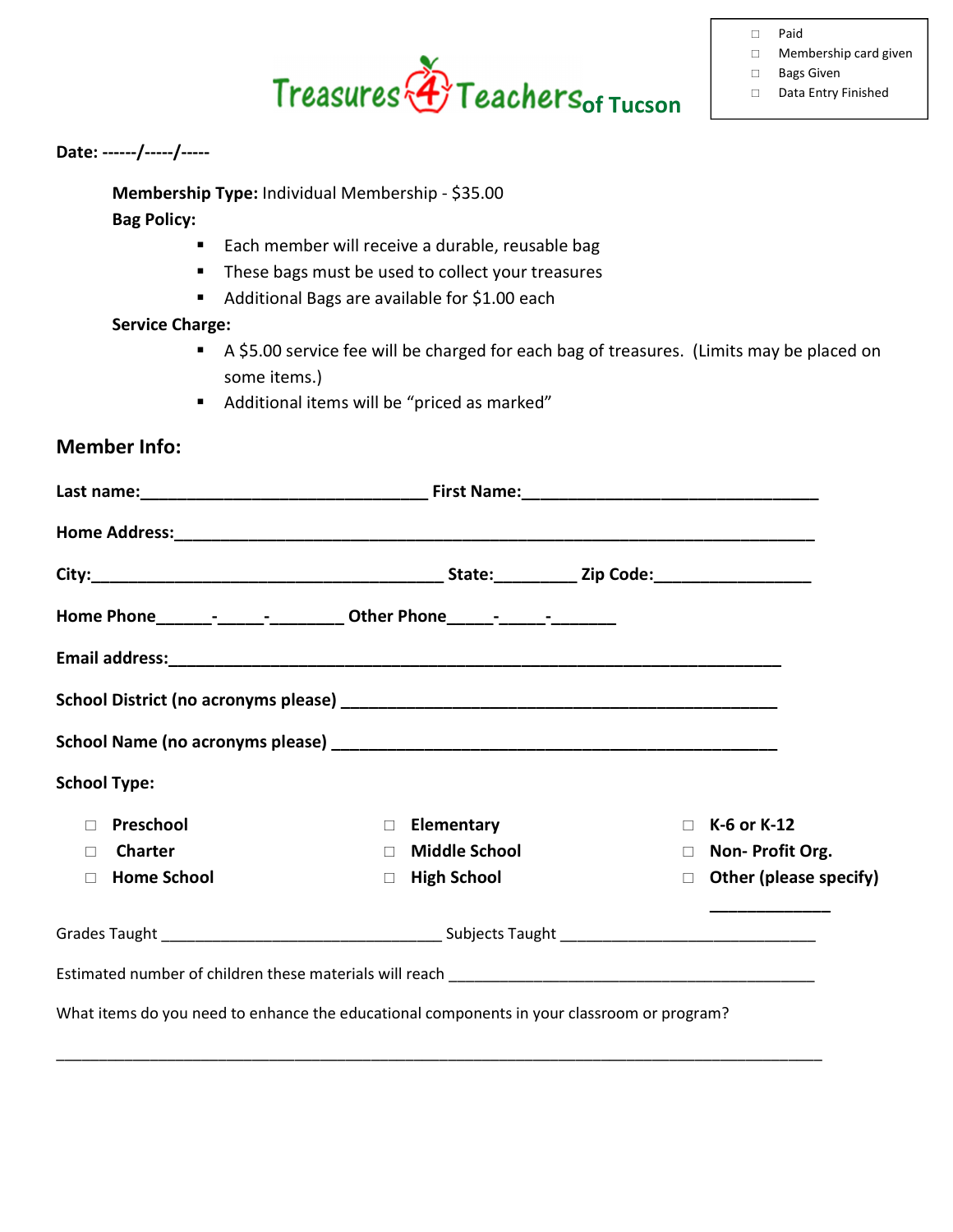- ☐ Paid
- ☐ Membership card given
- ☐ Bags Given
- ☐ Data Entry Finished

# Treasures 4 Teachers of Tucson

**Date: ------/-----/-----**

**Membership Type:** Individual Membership - $35.00

**Bag Policy:**

- Each member will receive a durable, reusable bag
- These bags must be used to collect your treasures
- Additional Bags are available for $1.00 each

**Service Charge:**

- A $5.00 service fee will be charged for each bag of treasures. (Limits may be placed on some items.)
- Additional items will be "priced as marked"

## Member Info:

**Last name:**_______________________________ **First Name:**________________________________

**Home Address:**______________________________________________________________________

**City:**______________________________________ **State:**_________ **Zip Code:**_________________

**Home Phone**______-_____-________ **Other Phone**_____-_____-_______

**Email address:**_________________________________________________________________

**School District (no acronyms please)** ________________________________________________

**School Name (no acronyms please)** _________________________________________________

**School Type:**

- ☐ **Preschool**
- ☐ **Charter**
- ☐ **Home School**
- ☐ **Elementary**
- ☐ **Middle School**
- ☐ **High School**
- ☐ **K-6 or K-12**
- ☐ **Non- Profit Org.**
- ☐ **Other (please specify)** _____________

Grades Taught ________________________________ Subjects Taught ____________________________

Estimated number of children these materials will reach ___________________________________________

What items do you need to enhance the educational components in your classroom or program?

_____________________________________________________________________________________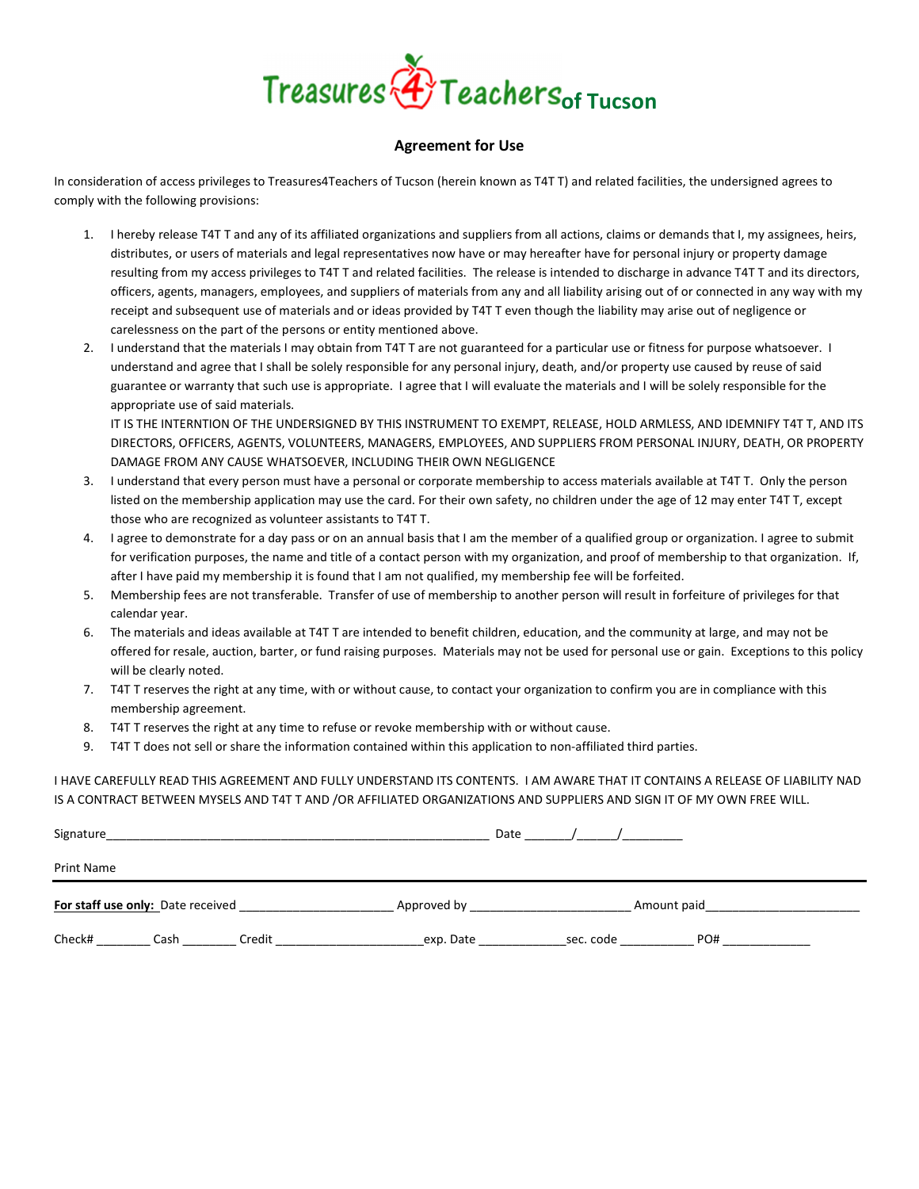# Treasures 4 Teachers of Tucson

## Agreement for Use

In consideration of access privileges to Treasures4Teachers of Tucson (herein known as T4T T) and related facilities, the undersigned agrees to comply with the following provisions:

1. I hereby release T4T T and any of its affiliated organizations and suppliers from all actions, claims or demands that I, my assignees, heirs, distributes, or users of materials and legal representatives now have or may hereafter have for personal injury or property damage resulting from my access privileges to T4T T and related facilities. The release is intended to discharge in advance T4T T and its directors, officers, agents, managers, employees, and suppliers of materials from any and all liability arising out of or connected in any way with my receipt and subsequent use of materials and or ideas provided by T4T T even though the liability may arise out of negligence or carelessness on the part of the persons or entity mentioned above.
2. I understand that the materials I may obtain from T4T T are not guaranteed for a particular use or fitness for purpose whatsoever. I understand and agree that I shall be solely responsible for any personal injury, death, and/or property use caused by reuse of said guarantee or warranty that such use is appropriate. I agree that I will evaluate the materials and I will be solely responsible for the appropriate use of said materials.
   IT IS THE INTERNTION OF THE UNDERSIGNED BY THIS INSTRUMENT TO EXEMPT, RELEASE, HOLD ARMLESS, AND IDEMNIFY T4T T, AND ITS DIRECTORS, OFFICERS, AGENTS, VOLUNTEERS, MANAGERS, EMPLOYEES, AND SUPPLIERS FROM PERSONAL INJURY, DEATH, OR PROPERTY DAMAGE FROM ANY CAUSE WHATSOEVER, INCLUDING THEIR OWN NEGLIGENCE
3. I understand that every person must have a personal or corporate membership to access materials available at T4T T. Only the person listed on the membership application may use the card. For their own safety, no children under the age of 12 may enter T4T T, except those who are recognized as volunteer assistants to T4T T.
4. I agree to demonstrate for a day pass or on an annual basis that I am the member of a qualified group or organization. I agree to submit for verification purposes, the name and title of a contact person with my organization, and proof of membership to that organization. If, after I have paid my membership it is found that I am not qualified, my membership fee will be forfeited.
5. Membership fees are not transferable. Transfer of use of membership to another person will result in forfeiture of privileges for that calendar year.
6. The materials and ideas available at T4T T are intended to benefit children, education, and the community at large, and may not be offered for resale, auction, barter, or fund raising purposes. Materials may not be used for personal use or gain. Exceptions to this policy will be clearly noted.
7. T4T T reserves the right at any time, with or without cause, to contact your organization to confirm you are in compliance with this membership agreement.
8. T4T T reserves the right at any time to refuse or revoke membership with or without cause.
9. T4T T does not sell or share the information contained within this application to non-affiliated third parties.

I HAVE CAREFULLY READ THIS AGREEMENT AND FULLY UNDERSTAND ITS CONTENTS. I AM AWARE THAT IT CONTAINS A RELEASE OF LIABILITY NAD IS A CONTRACT BETWEEN MYSELS AND T4T T AND /OR AFFILIATED ORGANIZATIONS AND SUPPLIERS AND SIGN IT OF MY OWN FREE WILL.

Signature\_\_\_\_\_\_\_\_\_\_\_\_\_\_\_\_\_\_\_\_\_\_\_\_\_\_\_\_\_\_\_\_\_\_\_\_\_\_\_\_\_\_\_\_\_\_\_\_\_\_ Date \_\_\_\_\_\_/\_\_\_\_\_/\_\_\_\_\_\_\_\_\_

Print Name

---

**For staff use only:** Date received \_\_\_\_\_\_\_\_\_\_\_\_\_\_\_\_\_\_\_\_ Approved by \_\_\_\_\_\_\_\_\_\_\_\_\_\_\_\_\_\_\_\_\_ Amount paid\_\_\_\_\_\_\_\_\_\_\_\_\_\_\_\_\_\_\_\_

Check# \_\_\_\_\_\_\_ Cash \_\_\_\_\_\_\_ Credit \_\_\_\_\_\_\_\_\_\_\_\_\_\_\_\_\_\_\_\_exp. Date \_\_\_\_\_\_\_\_\_\_\_\_sec. code \_\_\_\_\_\_\_\_\_\_ PO# \_\_\_\_\_\_\_\_\_\_\_\_